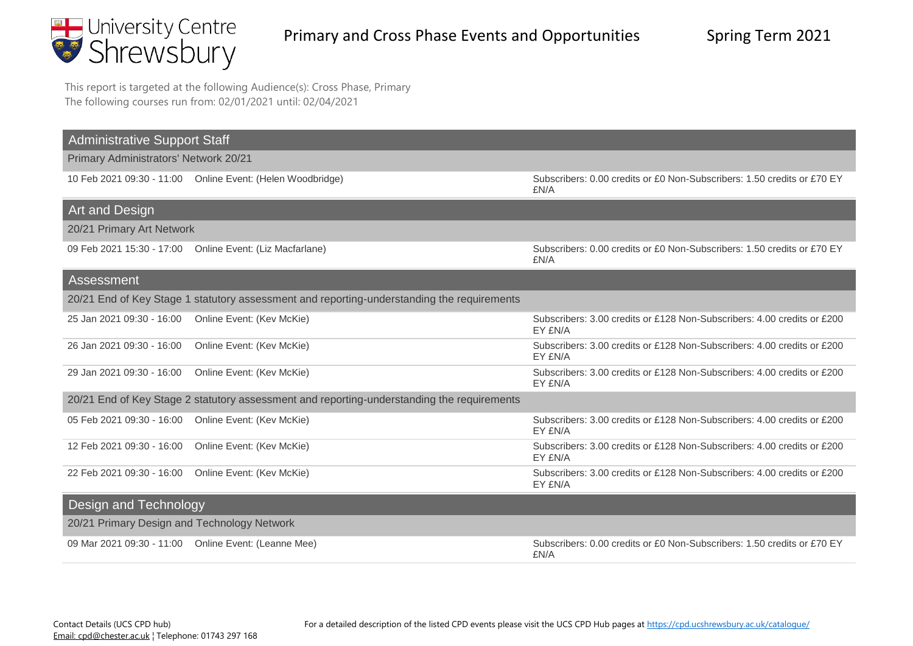# Primary and Cross Phase Events and Opportunities

Spring Term 2021

This report is targeted at the following Audience(s): Cross Phase, Primary
The following courses run from: 02/01/2021 until: 02/04/2021

## Administrative Support Staff

### Primary Administrators' Network 20/21

| Date | Event | Cost |
|---|---|---|
| 10 Feb 2021 09:30 - 11:00 | Online Event: (Helen Woodbridge) | Subscribers: 0.00 credits or £0 Non-Subscribers: 1.50 credits or £70 EY £N/A |

## Art and Design

### 20/21 Primary Art Network

| Date | Event | Cost |
|---|---|---|
| 09 Feb 2021 15:30 - 17:00 | Online Event: (Liz Macfarlane) | Subscribers: 0.00 credits or £0 Non-Subscribers: 1.50 credits or £70 EY £N/A |

## Assessment

### 20/21 End of Key Stage 1 statutory assessment and reporting-understanding the requirements

| Date | Event | Cost |
|---|---|---|
| 25 Jan 2021 09:30 - 16:00 | Online Event: (Kev McKie) | Subscribers: 3.00 credits or £128 Non-Subscribers: 4.00 credits or £200 EY £N/A |
| 26 Jan 2021 09:30 - 16:00 | Online Event: (Kev McKie) | Subscribers: 3.00 credits or £128 Non-Subscribers: 4.00 credits or £200 EY £N/A |
| 29 Jan 2021 09:30 - 16:00 | Online Event: (Kev McKie) | Subscribers: 3.00 credits or £128 Non-Subscribers: 4.00 credits or £200 EY £N/A |

### 20/21 End of Key Stage 2 statutory assessment and reporting-understanding the requirements

| Date | Event | Cost |
|---|---|---|
| 05 Feb 2021 09:30 - 16:00 | Online Event: (Kev McKie) | Subscribers: 3.00 credits or £128 Non-Subscribers: 4.00 credits or £200 EY £N/A |
| 12 Feb 2021 09:30 - 16:00 | Online Event: (Kev McKie) | Subscribers: 3.00 credits or £128 Non-Subscribers: 4.00 credits or £200 EY £N/A |
| 22 Feb 2021 09:30 - 16:00 | Online Event: (Kev McKie) | Subscribers: 3.00 credits or £128 Non-Subscribers: 4.00 credits or £200 EY £N/A |

## Design and Technology

### 20/21 Primary Design and Technology Network

| Date | Event | Cost |
|---|---|---|
| 09 Mar 2021 09:30 - 11:00 | Online Event: (Leanne Mee) | Subscribers: 0.00 credits or £0 Non-Subscribers: 1.50 credits or £70 EY £N/A |

Contact Details (UCS CPD hub)
Email: cpd@chester.ac.uk ¦ Telephone: 01743 297 168

For a detailed description of the listed CPD events please visit the UCS CPD Hub pages at https://cpd.ucshrewsbury.ac.uk/catalogue/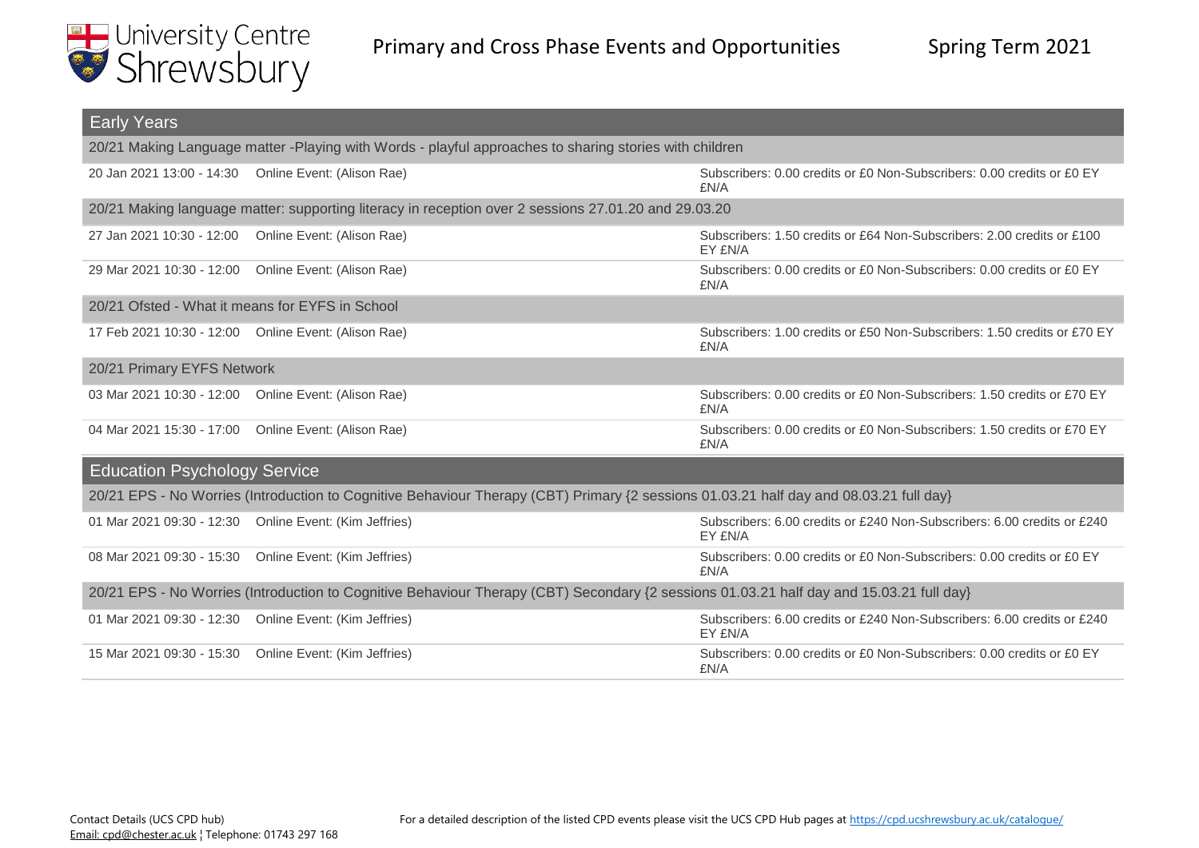# Primary and Cross Phase Events and Opportunities

Spring Term 2021

## Early Years

### 20/21 Making Language matter -Playing with Words - playful approaches to sharing stories with children

| Date | Event | Cost |
|---|---|---|
| 20 Jan 2021 13:00 - 14:30 | Online Event: (Alison Rae) | Subscribers: 0.00 credits or £0 Non-Subscribers: 0.00 credits or £0 EY £N/A |

### 20/21 Making language matter: supporting literacy in reception over 2 sessions 27.01.20 and 29.03.20

| Date | Event | Cost |
|---|---|---|
| 27 Jan 2021 10:30 - 12:00 | Online Event: (Alison Rae) | Subscribers: 1.50 credits or £64 Non-Subscribers: 2.00 credits or £100 EY £N/A |
| 29 Mar 2021 10:30 - 12:00 | Online Event: (Alison Rae) | Subscribers: 0.00 credits or £0 Non-Subscribers: 0.00 credits or £0 EY £N/A |

### 20/21 Ofsted - What it means for EYFS in School

| Date | Event | Cost |
|---|---|---|
| 17 Feb 2021 10:30 - 12:00 | Online Event: (Alison Rae) | Subscribers: 1.00 credits or £50 Non-Subscribers: 1.50 credits or £70 EY £N/A |

### 20/21 Primary EYFS Network

| Date | Event | Cost |
|---|---|---|
| 03 Mar 2021 10:30 - 12:00 | Online Event: (Alison Rae) | Subscribers: 0.00 credits or £0 Non-Subscribers: 1.50 credits or £70 EY £N/A |
| 04 Mar 2021 15:30 - 17:00 | Online Event: (Alison Rae) | Subscribers: 0.00 credits or £0 Non-Subscribers: 1.50 credits or £70 EY £N/A |

## Education Psychology Service

### 20/21 EPS - No Worries (Introduction to Cognitive Behaviour Therapy (CBT) Primary {2 sessions 01.03.21 half day and 08.03.21 full day}

| Date | Event | Cost |
|---|---|---|
| 01 Mar 2021 09:30 - 12:30 | Online Event: (Kim Jeffries) | Subscribers: 6.00 credits or £240 Non-Subscribers: 6.00 credits or £240 EY £N/A |
| 08 Mar 2021 09:30 - 15:30 | Online Event: (Kim Jeffries) | Subscribers: 0.00 credits or £0 Non-Subscribers: 0.00 credits or £0 EY £N/A |

### 20/21 EPS - No Worries (Introduction to Cognitive Behaviour Therapy (CBT) Secondary {2 sessions 01.03.21 half day and 15.03.21 full day}

| Date | Event | Cost |
|---|---|---|
| 01 Mar 2021 09:30 - 12:30 | Online Event: (Kim Jeffries) | Subscribers: 6.00 credits or £240 Non-Subscribers: 6.00 credits or £240 EY £N/A |
| 15 Mar 2021 09:30 - 15:30 | Online Event: (Kim Jeffries) | Subscribers: 0.00 credits or £0 Non-Subscribers: 0.00 credits or £0 EY £N/A |

Contact Details (UCS CPD hub)
Email: cpd@chester.ac.uk ¦ Telephone: 01743 297 168

For a detailed description of the listed CPD events please visit the UCS CPD Hub pages at https://cpd.ucshrewsbury.ac.uk/catalogue/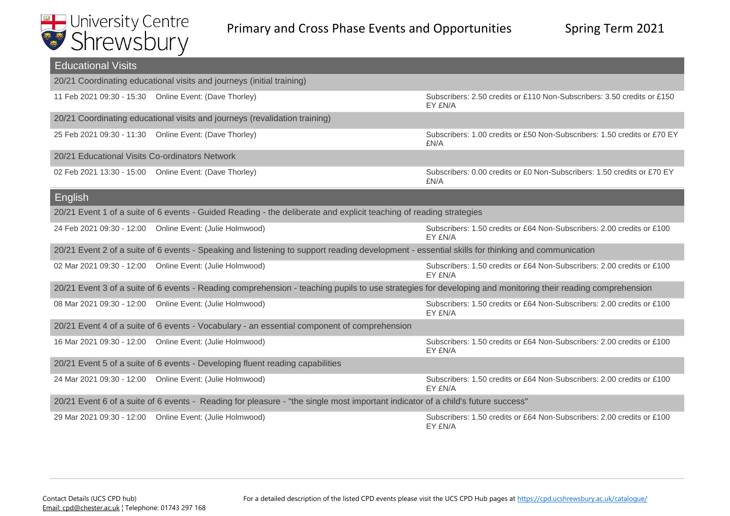# Primary and Cross Phase Events and Opportunities

Spring Term 2021

## Educational Visits

### 20/21 Coordinating educational visits and journeys (initial training)

| Date | Event | Cost |
|---|---|---|
| 11 Feb 2021 09:30 - 15:30 | Online Event: (Dave Thorley) | Subscribers: 2.50 credits or £110 Non-Subscribers: 3.50 credits or £150 EY £N/A |

### 20/21 Coordinating educational visits and journeys (revalidation training)

| Date | Event | Cost |
|---|---|---|
| 25 Feb 2021 09:30 - 11:30 | Online Event: (Dave Thorley) | Subscribers: 1.00 credits or £50 Non-Subscribers: 1.50 credits or £70 EY £N/A |

### 20/21 Educational Visits Co-ordinators Network

| Date | Event | Cost |
|---|---|---|
| 02 Feb 2021 13:30 - 15:00 | Online Event: (Dave Thorley) | Subscribers: 0.00 credits or £0 Non-Subscribers: 1.50 credits or £70 EY £N/A |

## English

### 20/21 Event 1 of a suite of 6 events - Guided Reading - the deliberate and explicit teaching of reading strategies

| Date | Event | Cost |
|---|---|---|
| 24 Feb 2021 09:30 - 12:00 | Online Event: (Julie Holmwood) | Subscribers: 1.50 credits or £64 Non-Subscribers: 2.00 credits or £100 EY £N/A |

### 20/21 Event 2 of a suite of 6 events - Speaking and listening to support reading development - essential skills for thinking and communication

| Date | Event | Cost |
|---|---|---|
| 02 Mar 2021 09:30 - 12:00 | Online Event: (Julie Holmwood) | Subscribers: 1.50 credits or £64 Non-Subscribers: 2.00 credits or £100 EY £N/A |

### 20/21 Event 3 of a suite of 6 events - Reading comprehension - teaching pupils to use strategies for developing and monitoring their reading comprehension

| Date | Event | Cost |
|---|---|---|
| 08 Mar 2021 09:30 - 12:00 | Online Event: (Julie Holmwood) | Subscribers: 1.50 credits or £64 Non-Subscribers: 2.00 credits or £100 EY £N/A |

### 20/21 Event 4 of a suite of 6 events - Vocabulary - an essential component of comprehension

| Date | Event | Cost |
|---|---|---|
| 16 Mar 2021 09:30 - 12:00 | Online Event: (Julie Holmwood) | Subscribers: 1.50 credits or £64 Non-Subscribers: 2.00 credits or £100 EY £N/A |

### 20/21 Event 5 of a suite of 6 events - Developing fluent reading capabilities

| Date | Event | Cost |
|---|---|---|
| 24 Mar 2021 09:30 - 12:00 | Online Event: (Julie Holmwood) | Subscribers: 1.50 credits or £64 Non-Subscribers: 2.00 credits or £100 EY £N/A |

### 20/21 Event 6 of a suite of 6 events - Reading for pleasure - "the single most important indicator of a child's future success"

| Date | Event | Cost |
|---|---|---|
| 29 Mar 2021 09:30 - 12:00 | Online Event: (Julie Holmwood) | Subscribers: 1.50 credits or £64 Non-Subscribers: 2.00 credits or £100 EY £N/A |

Contact Details (UCS CPD hub)
Email: cpd@chester.ac.uk ¦ Telephone: 01743 297 168

For a detailed description of the listed CPD events please visit the UCS CPD Hub pages at https://cpd.ucshrewsbury.ac.uk/catalogue/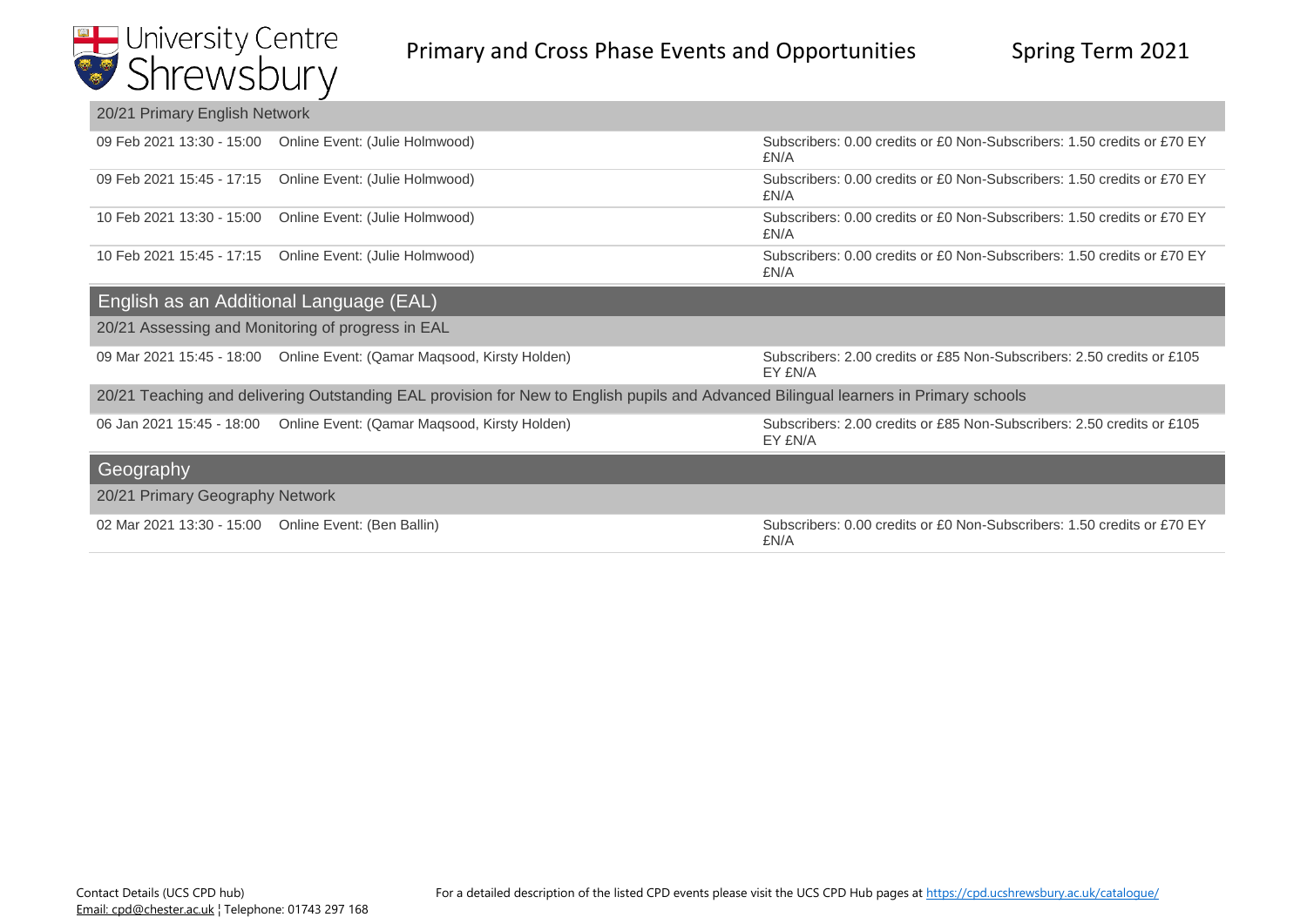### 20/21 Primary English Network

| Date/Time | Event | Cost |
|---|---|---|
| 09 Feb 2021 13:30 - 15:00 | Online Event: (Julie Holmwood) | Subscribers: 0.00 credits or £0 Non-Subscribers: 1.50 credits or £70 EY £N/A |
| 09 Feb 2021 15:45 - 17:15 | Online Event: (Julie Holmwood) | Subscribers: 0.00 credits or £0 Non-Subscribers: 1.50 credits or £70 EY £N/A |
| 10 Feb 2021 13:30 - 15:00 | Online Event: (Julie Holmwood) | Subscribers: 0.00 credits or £0 Non-Subscribers: 1.50 credits or £70 EY £N/A |
| 10 Feb 2021 15:45 - 17:15 | Online Event: (Julie Holmwood) | Subscribers: 0.00 credits or £0 Non-Subscribers: 1.50 credits or £70 EY £N/A |

## English as an Additional Language (EAL)

### 20/21 Assessing and Monitoring of progress in EAL

| Date/Time | Event | Cost |
|---|---|---|
| 09 Mar 2021 15:45 - 18:00 | Online Event: (Qamar Maqsood, Kirsty Holden) | Subscribers: 2.00 credits or £85 Non-Subscribers: 2.50 credits or £105 EY £N/A |

### 20/21 Teaching and delivering Outstanding EAL provision for New to English pupils and Advanced Bilingual learners in Primary schools

| Date/Time | Event | Cost |
|---|---|---|
| 06 Jan 2021 15:45 - 18:00 | Online Event: (Qamar Maqsood, Kirsty Holden) | Subscribers: 2.00 credits or £85 Non-Subscribers: 2.50 credits or £105 EY £N/A |

## Geography

### 20/21 Primary Geography Network

| Date/Time | Event | Cost |
|---|---|---|
| 02 Mar 2021 13:30 - 15:00 | Online Event: (Ben Ballin) | Subscribers: 0.00 credits or £0 Non-Subscribers: 1.50 credits or £70 EY £N/A |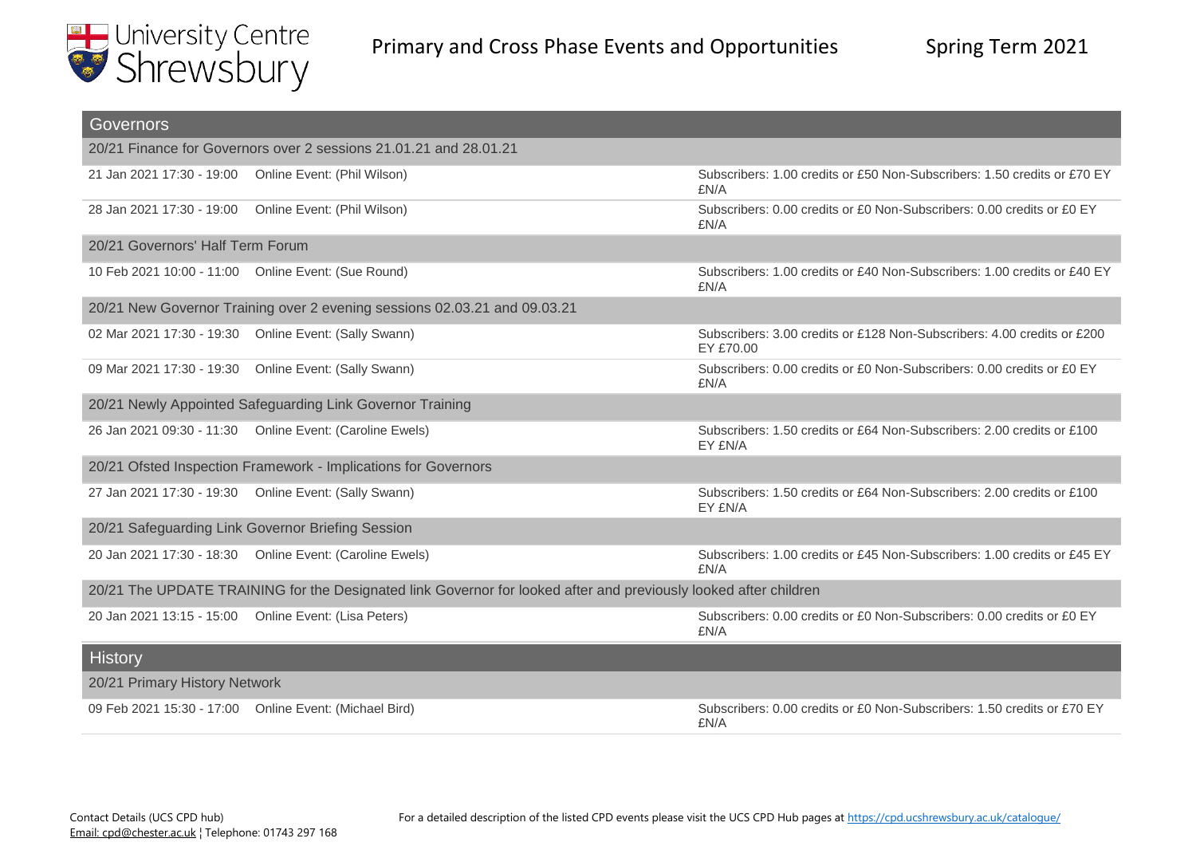# Primary and Cross Phase Events and Opportunities

Spring Term 2021

## Governors

### 20/21 Finance for Governors over 2 sessions 21.01.21 and 28.01.21

| Date/Time | Event | Cost |
|---|---|---|
| 21 Jan 2021 17:30 - 19:00 | Online Event: (Phil Wilson) | Subscribers: 1.00 credits or £50 Non-Subscribers: 1.50 credits or £70 EY £N/A |
| 28 Jan 2021 17:30 - 19:00 | Online Event: (Phil Wilson) | Subscribers: 0.00 credits or £0 Non-Subscribers: 0.00 credits or £0 EY £N/A |

### 20/21 Governors' Half Term Forum

| Date/Time | Event | Cost |
|---|---|---|
| 10 Feb 2021 10:00 - 11:00 | Online Event: (Sue Round) | Subscribers: 1.00 credits or £40 Non-Subscribers: 1.00 credits or £40 EY £N/A |

### 20/21 New Governor Training over 2 evening sessions 02.03.21 and 09.03.21

| Date/Time | Event | Cost |
|---|---|---|
| 02 Mar 2021 17:30 - 19:30 | Online Event: (Sally Swann) | Subscribers: 3.00 credits or £128 Non-Subscribers: 4.00 credits or £200 EY £70.00 |
| 09 Mar 2021 17:30 - 19:30 | Online Event: (Sally Swann) | Subscribers: 0.00 credits or £0 Non-Subscribers: 0.00 credits or £0 EY £N/A |

### 20/21 Newly Appointed Safeguarding Link Governor Training

| Date/Time | Event | Cost |
|---|---|---|
| 26 Jan 2021 09:30 - 11:30 | Online Event: (Caroline Ewels) | Subscribers: 1.50 credits or £64 Non-Subscribers: 2.00 credits or £100 EY £N/A |

### 20/21 Ofsted Inspection Framework - Implications for Governors

| Date/Time | Event | Cost |
|---|---|---|
| 27 Jan 2021 17:30 - 19:30 | Online Event: (Sally Swann) | Subscribers: 1.50 credits or £64 Non-Subscribers: 2.00 credits or £100 EY £N/A |

### 20/21 Safeguarding Link Governor Briefing Session

| Date/Time | Event | Cost |
|---|---|---|
| 20 Jan 2021 17:30 - 18:30 | Online Event: (Caroline Ewels) | Subscribers: 1.00 credits or £45 Non-Subscribers: 1.00 credits or £45 EY £N/A |

### 20/21 The UPDATE TRAINING for the Designated link Governor for looked after and previously looked after children

| Date/Time | Event | Cost |
|---|---|---|
| 20 Jan 2021 13:15 - 15:00 | Online Event: (Lisa Peters) | Subscribers: 0.00 credits or £0 Non-Subscribers: 0.00 credits or £0 EY £N/A |

## History

### 20/21 Primary History Network

| Date/Time | Event | Cost |
|---|---|---|
| 09 Feb 2021 15:30 - 17:00 | Online Event: (Michael Bird) | Subscribers: 0.00 credits or £0 Non-Subscribers: 1.50 credits or £70 EY £N/A |

Contact Details (UCS CPD hub)
Email: cpd@chester.ac.uk ¦ Telephone: 01743 297 168

For a detailed description of the listed CPD events please visit the UCS CPD Hub pages at https://cpd.ucshrewsbury.ac.uk/catalogue/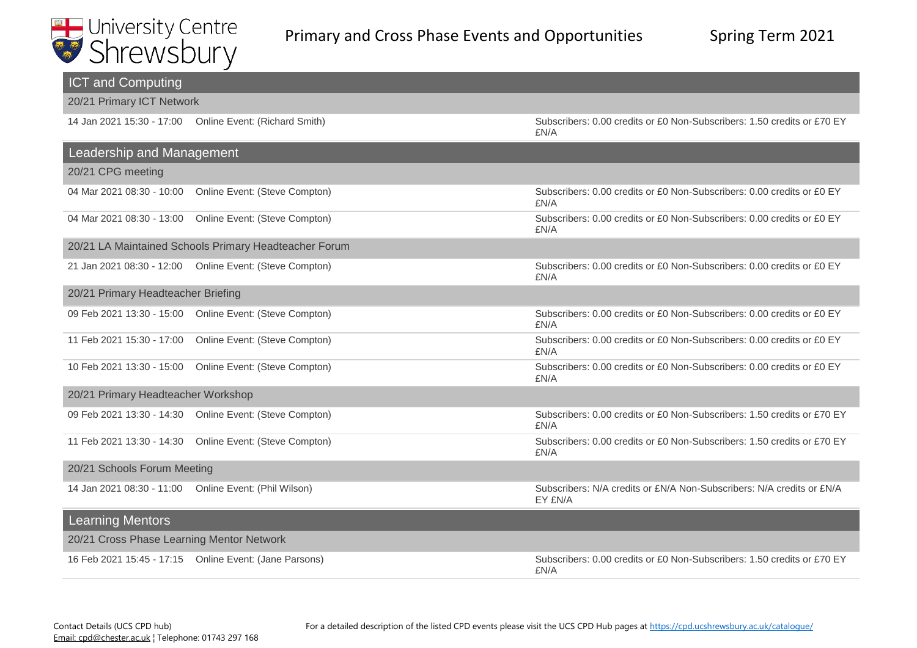## ICT and Computing

### 20/21 Primary ICT Network

| Date/Time | Event | Cost |
|---|---|---|
| 14 Jan 2021 15:30 - 17:00 | Online Event: (Richard Smith) | Subscribers: 0.00 credits or £0 Non-Subscribers: 1.50 credits or £70 EY £N/A |

## Leadership and Management

### 20/21 CPG meeting

| Date/Time | Event | Cost |
|---|---|---|
| 04 Mar 2021 08:30 - 10:00 | Online Event: (Steve Compton) | Subscribers: 0.00 credits or £0 Non-Subscribers: 0.00 credits or £0 EY £N/A |
| 04 Mar 2021 08:30 - 13:00 | Online Event: (Steve Compton) | Subscribers: 0.00 credits or £0 Non-Subscribers: 0.00 credits or £0 EY £N/A |

### 20/21 LA Maintained Schools Primary Headteacher Forum

| Date/Time | Event | Cost |
|---|---|---|
| 21 Jan 2021 08:30 - 12:00 | Online Event: (Steve Compton) | Subscribers: 0.00 credits or £0 Non-Subscribers: 0.00 credits or £0 EY £N/A |

### 20/21 Primary Headteacher Briefing

| Date/Time | Event | Cost |
|---|---|---|
| 09 Feb 2021 13:30 - 15:00 | Online Event: (Steve Compton) | Subscribers: 0.00 credits or £0 Non-Subscribers: 0.00 credits or £0 EY £N/A |
| 11 Feb 2021 15:30 - 17:00 | Online Event: (Steve Compton) | Subscribers: 0.00 credits or £0 Non-Subscribers: 0.00 credits or £0 EY £N/A |
| 10 Feb 2021 13:30 - 15:00 | Online Event: (Steve Compton) | Subscribers: 0.00 credits or £0 Non-Subscribers: 0.00 credits or £0 EY £N/A |

### 20/21 Primary Headteacher Workshop

| Date/Time | Event | Cost |
|---|---|---|
| 09 Feb 2021 13:30 - 14:30 | Online Event: (Steve Compton) | Subscribers: 0.00 credits or £0 Non-Subscribers: 1.50 credits or £70 EY £N/A |
| 11 Feb 2021 13:30 - 14:30 | Online Event: (Steve Compton) | Subscribers: 0.00 credits or £0 Non-Subscribers: 1.50 credits or £70 EY £N/A |

### 20/21 Schools Forum Meeting

| Date/Time | Event | Cost |
|---|---|---|
| 14 Jan 2021 08:30 - 11:00 | Online Event: (Phil Wilson) | Subscribers: N/A credits or £N/A Non-Subscribers: N/A credits or £N/A EY £N/A |

## Learning Mentors

### 20/21 Cross Phase Learning Mentor Network

| Date/Time | Event | Cost |
|---|---|---|
| 16 Feb 2021 15:45 - 17:15 | Online Event: (Jane Parsons) | Subscribers: 0.00 credits or £0 Non-Subscribers: 1.50 credits or £70 EY £N/A |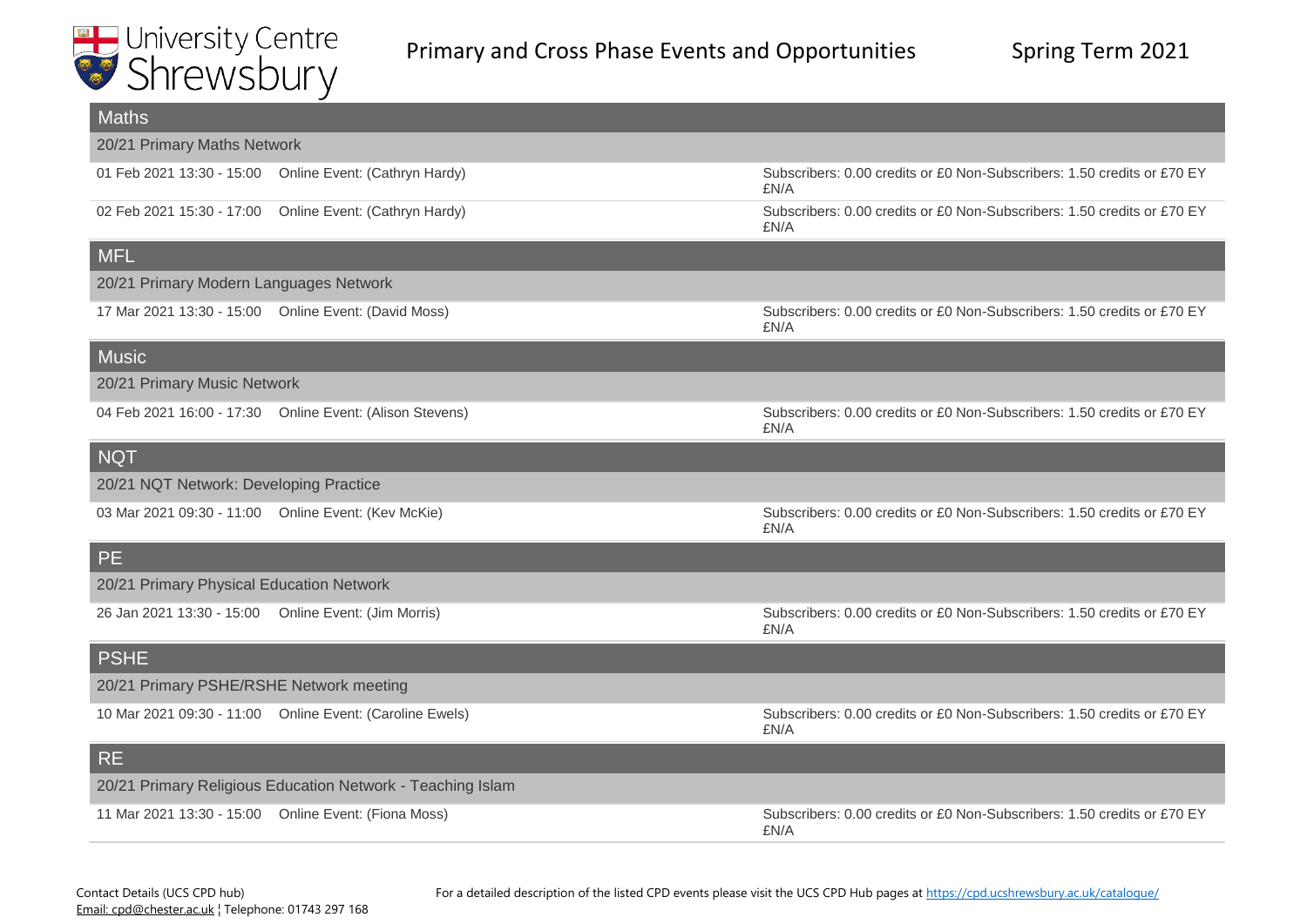## Maths

### 20/21 Primary Maths Network

| Date / Time | Event | Cost |
|---|---|---|
| 01 Feb 2021 13:30 - 15:00 | Online Event: (Cathryn Hardy) | Subscribers: 0.00 credits or £0 Non-Subscribers: 1.50 credits or £70 EY £N/A |
| 02 Feb 2021 15:30 - 17:00 | Online Event: (Cathryn Hardy) | Subscribers: 0.00 credits or £0 Non-Subscribers: 1.50 credits or £70 EY £N/A |

## MFL

### 20/21 Primary Modern Languages Network

| Date / Time | Event | Cost |
|---|---|---|
| 17 Mar 2021 13:30 - 15:00 | Online Event: (David Moss) | Subscribers: 0.00 credits or £0 Non-Subscribers: 1.50 credits or £70 EY £N/A |

## Music

### 20/21 Primary Music Network

| Date / Time | Event | Cost |
|---|---|---|
| 04 Feb 2021 16:00 - 17:30 | Online Event: (Alison Stevens) | Subscribers: 0.00 credits or £0 Non-Subscribers: 1.50 credits or £70 EY £N/A |

## NQT

### 20/21 NQT Network: Developing Practice

| Date / Time | Event | Cost |
|---|---|---|
| 03 Mar 2021 09:30 - 11:00 | Online Event: (Kev McKie) | Subscribers: 0.00 credits or £0 Non-Subscribers: 1.50 credits or £70 EY £N/A |

## PE

### 20/21 Primary Physical Education Network

| Date / Time | Event | Cost |
|---|---|---|
| 26 Jan 2021 13:30 - 15:00 | Online Event: (Jim Morris) | Subscribers: 0.00 credits or £0 Non-Subscribers: 1.50 credits or £70 EY £N/A |

## PSHE

### 20/21 Primary PSHE/RSHE Network meeting

| Date / Time | Event | Cost |
|---|---|---|
| 10 Mar 2021 09:30 - 11:00 | Online Event: (Caroline Ewels) | Subscribers: 0.00 credits or £0 Non-Subscribers: 1.50 credits or £70 EY £N/A |

## RE

### 20/21 Primary Religious Education Network - Teaching Islam

| Date / Time | Event | Cost |
|---|---|---|
| 11 Mar 2021 13:30 - 15:00 | Online Event: (Fiona Moss) | Subscribers: 0.00 credits or £0 Non-Subscribers: 1.50 credits or £70 EY £N/A |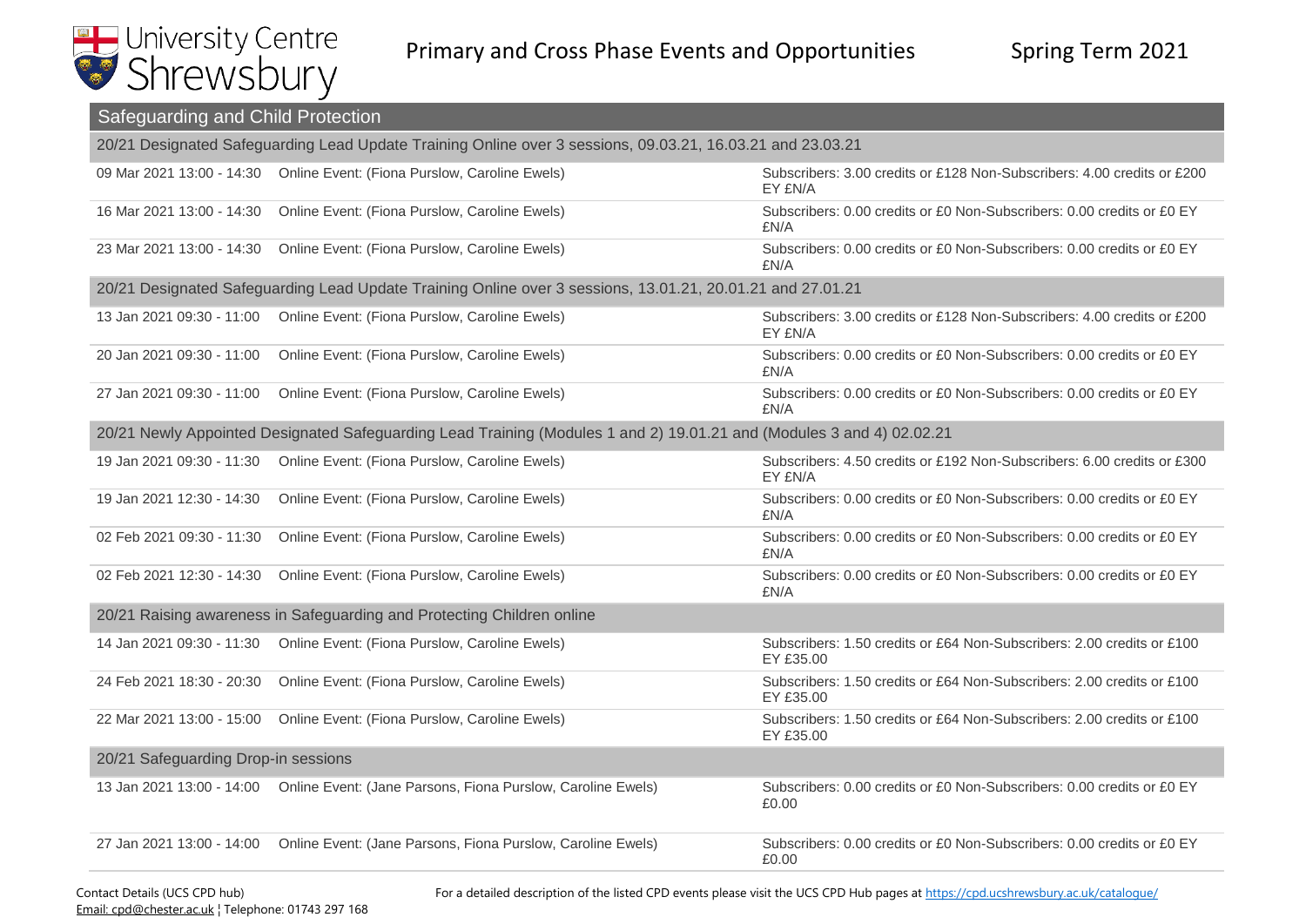## Safeguarding and Child Protection

| 20/21 Designated Safeguarding Lead Update Training Online over 3 sessions, 09.03.21, 16.03.21 and 23.03.21 | | |
|---|---|---|
| 09 Mar 2021 13:00 - 14:30 | Online Event: (Fiona Purslow, Caroline Ewels) | Subscribers: 3.00 credits or £128 Non-Subscribers: 4.00 credits or £200 EY £N/A |
| 16 Mar 2021 13:00 - 14:30 | Online Event: (Fiona Purslow, Caroline Ewels) | Subscribers: 0.00 credits or £0 Non-Subscribers: 0.00 credits or £0 EY £N/A |
| 23 Mar 2021 13:00 - 14:30 | Online Event: (Fiona Purslow, Caroline Ewels) | Subscribers: 0.00 credits or £0 Non-Subscribers: 0.00 credits or £0 EY £N/A |
| **20/21 Designated Safeguarding Lead Update Training Online over 3 sessions, 13.01.21, 20.01.21 and 27.01.21** | | |
| 13 Jan 2021 09:30 - 11:00 | Online Event: (Fiona Purslow, Caroline Ewels) | Subscribers: 3.00 credits or £128 Non-Subscribers: 4.00 credits or £200 EY £N/A |
| 20 Jan 2021 09:30 - 11:00 | Online Event: (Fiona Purslow, Caroline Ewels) | Subscribers: 0.00 credits or £0 Non-Subscribers: 0.00 credits or £0 EY £N/A |
| 27 Jan 2021 09:30 - 11:00 | Online Event: (Fiona Purslow, Caroline Ewels) | Subscribers: 0.00 credits or £0 Non-Subscribers: 0.00 credits or £0 EY £N/A |
| **20/21 Newly Appointed Designated Safeguarding Lead Training (Modules 1 and 2) 19.01.21 and (Modules 3 and 4) 02.02.21** | | |
| 19 Jan 2021 09:30 - 11:30 | Online Event: (Fiona Purslow, Caroline Ewels) | Subscribers: 4.50 credits or £192 Non-Subscribers: 6.00 credits or £300 EY £N/A |
| 19 Jan 2021 12:30 - 14:30 | Online Event: (Fiona Purslow, Caroline Ewels) | Subscribers: 0.00 credits or £0 Non-Subscribers: 0.00 credits or £0 EY £N/A |
| 02 Feb 2021 09:30 - 11:30 | Online Event: (Fiona Purslow, Caroline Ewels) | Subscribers: 0.00 credits or £0 Non-Subscribers: 0.00 credits or £0 EY £N/A |
| 02 Feb 2021 12:30 - 14:30 | Online Event: (Fiona Purslow, Caroline Ewels) | Subscribers: 0.00 credits or £0 Non-Subscribers: 0.00 credits or £0 EY £N/A |
| **20/21 Raising awareness in Safeguarding and Protecting Children online** | | |
| 14 Jan 2021 09:30 - 11:30 | Online Event: (Fiona Purslow, Caroline Ewels) | Subscribers: 1.50 credits or £64 Non-Subscribers: 2.00 credits or £100 EY £35.00 |
| 24 Feb 2021 18:30 - 20:30 | Online Event: (Fiona Purslow, Caroline Ewels) | Subscribers: 1.50 credits or £64 Non-Subscribers: 2.00 credits or £100 EY £35.00 |
| 22 Mar 2021 13:00 - 15:00 | Online Event: (Fiona Purslow, Caroline Ewels) | Subscribers: 1.50 credits or £64 Non-Subscribers: 2.00 credits or £100 EY £35.00 |
| **20/21 Safeguarding Drop-in sessions** | | |
| 13 Jan 2021 13:00 - 14:00 | Online Event: (Jane Parsons, Fiona Purslow, Caroline Ewels) | Subscribers: 0.00 credits or £0 Non-Subscribers: 0.00 credits or £0 EY £0.00 |
| 27 Jan 2021 13:00 - 14:00 | Online Event: (Jane Parsons, Fiona Purslow, Caroline Ewels) | Subscribers: 0.00 credits or £0 Non-Subscribers: 0.00 credits or £0 EY £0.00 |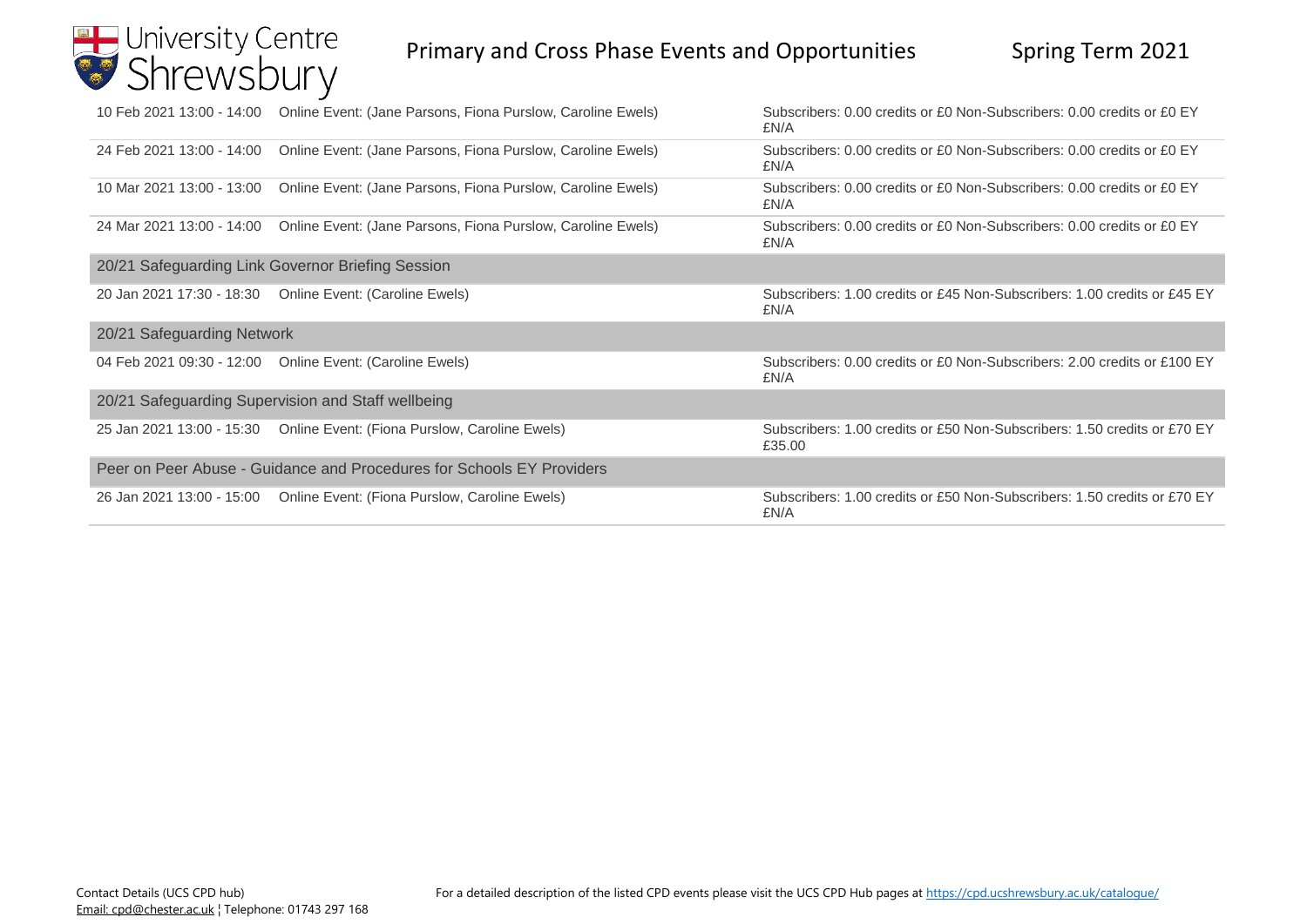| Date/Time | Event | Cost |
|---|---|---|
| 10 Feb 2021 13:00 - 14:00 | Online Event: (Jane Parsons, Fiona Purslow, Caroline Ewels) | Subscribers: 0.00 credits or £0 Non-Subscribers: 0.00 credits or £0 EY £N/A |
| 24 Feb 2021 13:00 - 14:00 | Online Event: (Jane Parsons, Fiona Purslow, Caroline Ewels) | Subscribers: 0.00 credits or £0 Non-Subscribers: 0.00 credits or £0 EY £N/A |
| 10 Mar 2021 13:00 - 13:00 | Online Event: (Jane Parsons, Fiona Purslow, Caroline Ewels) | Subscribers: 0.00 credits or £0 Non-Subscribers: 0.00 credits or £0 EY £N/A |
| 24 Mar 2021 13:00 - 14:00 | Online Event: (Jane Parsons, Fiona Purslow, Caroline Ewels) | Subscribers: 0.00 credits or £0 Non-Subscribers: 0.00 credits or £0 EY £N/A |
| **20/21 Safeguarding Link Governor Briefing Session** | | |
| 20 Jan 2021 17:30 - 18:30 | Online Event: (Caroline Ewels) | Subscribers: 1.00 credits or £45 Non-Subscribers: 1.00 credits or £45 EY £N/A |
| **20/21 Safeguarding Network** | | |
| 04 Feb 2021 09:30 - 12:00 | Online Event: (Caroline Ewels) | Subscribers: 0.00 credits or £0 Non-Subscribers: 2.00 credits or £100 EY £N/A |
| **20/21 Safeguarding Supervision and Staff wellbeing** | | |
| 25 Jan 2021 13:00 - 15:30 | Online Event: (Fiona Purslow, Caroline Ewels) | Subscribers: 1.00 credits or £50 Non-Subscribers: 1.50 credits or £70 EY £35.00 |
| **Peer on Peer Abuse - Guidance and Procedures for Schools EY Providers** | | |
| 26 Jan 2021 13:00 - 15:00 | Online Event: (Fiona Purslow, Caroline Ewels) | Subscribers: 1.00 credits or £50 Non-Subscribers: 1.50 credits or £70 EY £N/A |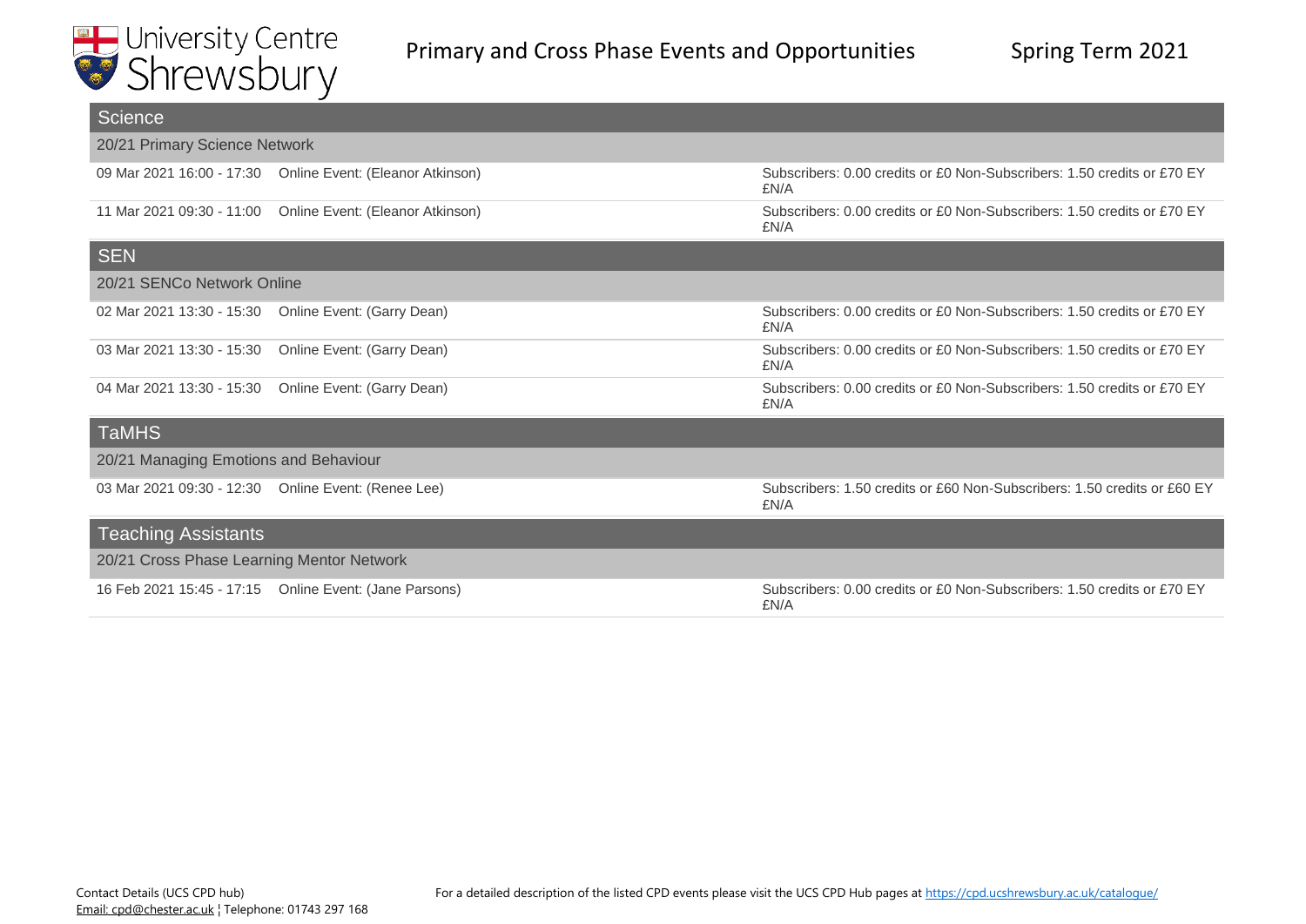# Primary and Cross Phase Events and Opportunities

Spring Term 2021

## Science

### 20/21 Primary Science Network

| Date/Time | Event | Cost |
|---|---|---|
| 09 Mar 2021 16:00 - 17:30 | Online Event: (Eleanor Atkinson) | Subscribers: 0.00 credits or £0 Non-Subscribers: 1.50 credits or £70 EY £N/A |
| 11 Mar 2021 09:30 - 11:00 | Online Event: (Eleanor Atkinson) | Subscribers: 0.00 credits or £0 Non-Subscribers: 1.50 credits or £70 EY £N/A |

## SEN

### 20/21 SENCo Network Online

| Date/Time | Event | Cost |
|---|---|---|
| 02 Mar 2021 13:30 - 15:30 | Online Event: (Garry Dean) | Subscribers: 0.00 credits or £0 Non-Subscribers: 1.50 credits or £70 EY £N/A |
| 03 Mar 2021 13:30 - 15:30 | Online Event: (Garry Dean) | Subscribers: 0.00 credits or £0 Non-Subscribers: 1.50 credits or £70 EY £N/A |
| 04 Mar 2021 13:30 - 15:30 | Online Event: (Garry Dean) | Subscribers: 0.00 credits or £0 Non-Subscribers: 1.50 credits or £70 EY £N/A |

## TaMHS

### 20/21 Managing Emotions and Behaviour

| Date/Time | Event | Cost |
|---|---|---|
| 03 Mar 2021 09:30 - 12:30 | Online Event: (Renee Lee) | Subscribers: 1.50 credits or £60 Non-Subscribers: 1.50 credits or £60 EY £N/A |

## Teaching Assistants

### 20/21 Cross Phase Learning Mentor Network

| Date/Time | Event | Cost |
|---|---|---|
| 16 Feb 2021 15:45 - 17:15 | Online Event: (Jane Parsons) | Subscribers: 0.00 credits or £0 Non-Subscribers: 1.50 credits or £70 EY £N/A |

Contact Details (UCS CPD hub)
Email: cpd@chester.ac.uk ¦ Telephone: 01743 297 168

For a detailed description of the listed CPD events please visit the UCS CPD Hub pages at https://cpd.ucshrewsbury.ac.uk/catalogue/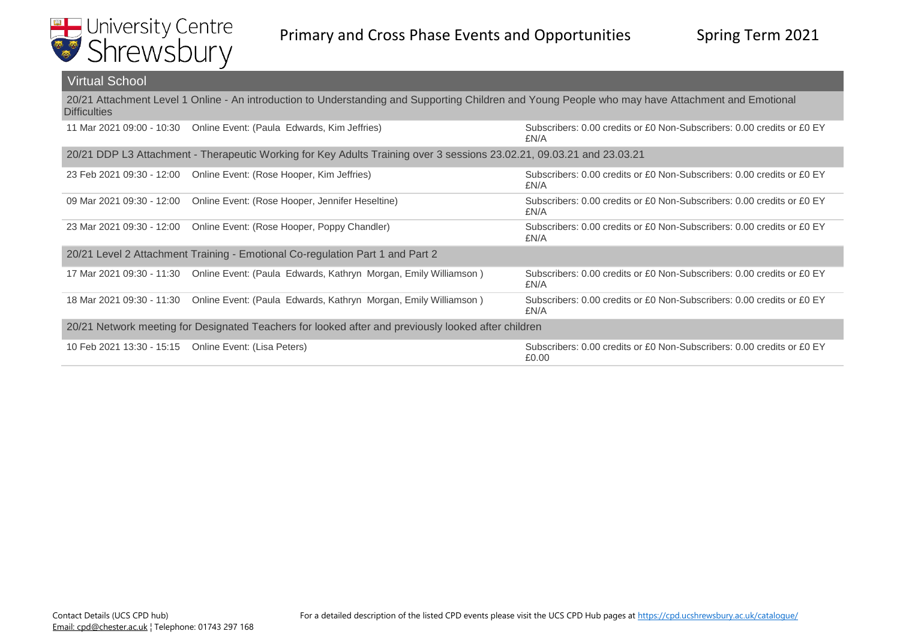## Virtual School

| | | |
|---|---|---|
| **20/21 Attachment Level 1 Online - An introduction to Understanding and Supporting Children and Young People who may have Attachment and Emotional Difficulties** | | |
| 11 Mar 2021 09:00 - 10:30 | Online Event: (Paula Edwards, Kim Jeffries) | Subscribers: 0.00 credits or £0 Non-Subscribers: 0.00 credits or £0 EY £N/A |
| **20/21 DDP L3 Attachment - Therapeutic Working for Key Adults Training over 3 sessions 23.02.21, 09.03.21 and 23.03.21** | | |
| 23 Feb 2021 09:30 - 12:00 | Online Event: (Rose Hooper, Kim Jeffries) | Subscribers: 0.00 credits or £0 Non-Subscribers: 0.00 credits or £0 EY £N/A |
| 09 Mar 2021 09:30 - 12:00 | Online Event: (Rose Hooper, Jennifer Heseltine) | Subscribers: 0.00 credits or £0 Non-Subscribers: 0.00 credits or £0 EY £N/A |
| 23 Mar 2021 09:30 - 12:00 | Online Event: (Rose Hooper, Poppy Chandler) | Subscribers: 0.00 credits or £0 Non-Subscribers: 0.00 credits or £0 EY £N/A |
| **20/21 Level 2 Attachment Training - Emotional Co-regulation Part 1 and Part 2** | | |
| 17 Mar 2021 09:30 - 11:30 | Online Event: (Paula Edwards, Kathryn Morgan, Emily Williamson ) | Subscribers: 0.00 credits or £0 Non-Subscribers: 0.00 credits or £0 EY £N/A |
| 18 Mar 2021 09:30 - 11:30 | Online Event: (Paula Edwards, Kathryn Morgan, Emily Williamson ) | Subscribers: 0.00 credits or £0 Non-Subscribers: 0.00 credits or £0 EY £N/A |
| **20/21 Network meeting for Designated Teachers for looked after and previously looked after children** | | |
| 10 Feb 2021 13:30 - 15:15 | Online Event: (Lisa Peters) | Subscribers: 0.00 credits or £0 Non-Subscribers: 0.00 credits or £0 EY £0.00 |

Contact Details (UCS CPD hub)
Email: cpd@chester.ac.uk ¦ Telephone: 01743 297 168

For a detailed description of the listed CPD events please visit the UCS CPD Hub pages at https://cpd.ucshrewsbury.ac.uk/catalogue/